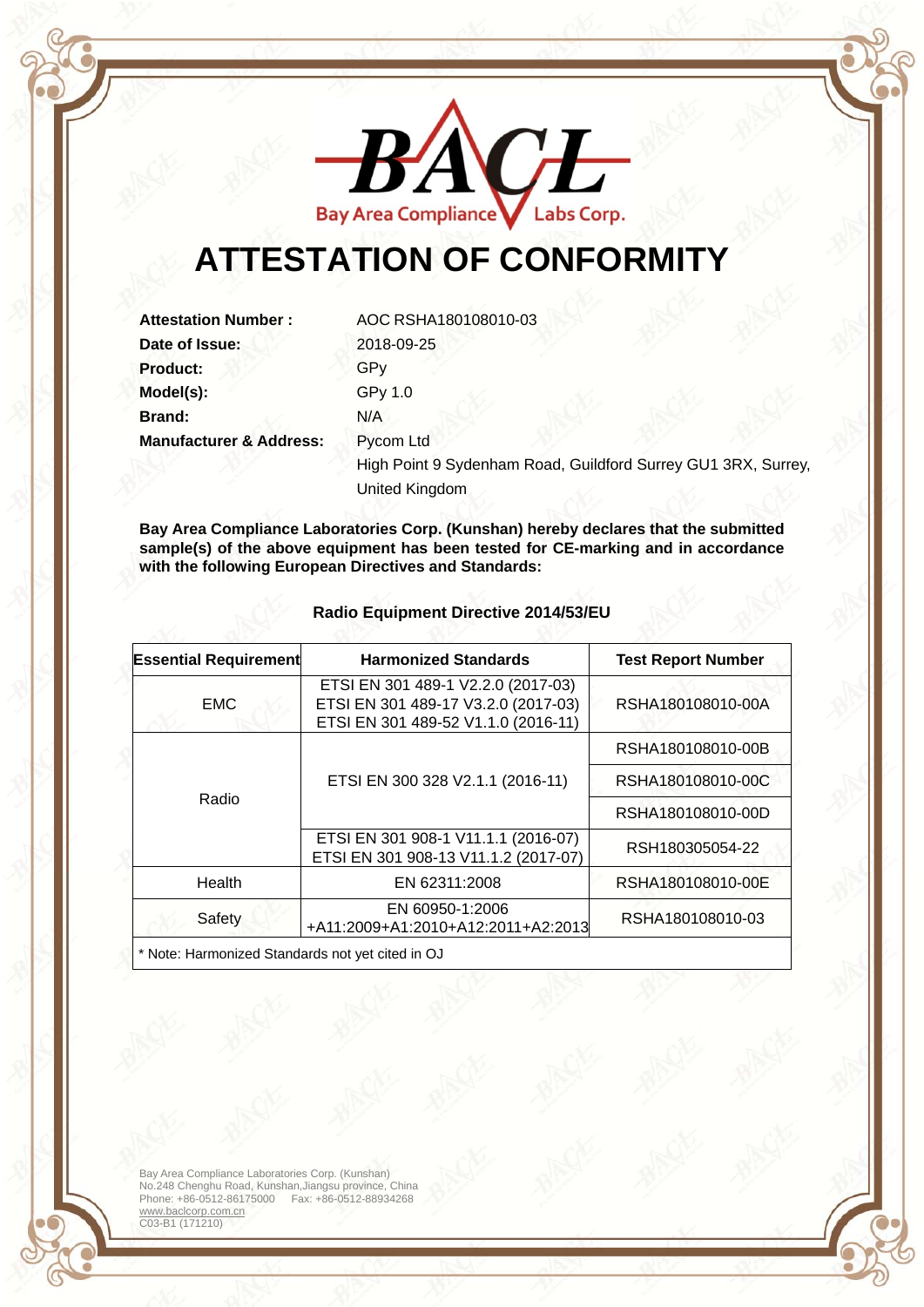**BACL**

Bay Area Compliance Labs Corp.

# ATTESTATION OF CONFORMITY

| | |
|---|---|
| **Attestation Number :** | AOC RSHA180108010-03 |
| **Date of Issue:** | 2018-09-25 |
| **Product:** | GPy |
| **Model(s):** | GPy 1.0 |
| **Brand:** | N/A |
| **Manufacturer & Address:** | Pycom Ltd<br>High Point 9 Sydenham Road, Guildford Surrey GU1 3RX, Surrey, United Kingdom |

**Bay Area Compliance Laboratories Corp. (Kunshan) hereby declares that the submitted sample(s) of the above equipment has been tested for CE-marking and in accordance with the following European Directives and Standards:**

### Radio Equipment Directive 2014/53/EU

| Essential Requirement | Harmonized Standards | Test Report Number |
|---|---|---|
| EMC | ETSI EN 301 489-1 V2.2.0 (2017-03)<br>ETSI EN 301 489-17 V3.2.0 (2017-03)<br>ETSI EN 301 489-52 V1.1.0 (2016-11) | RSHA180108010-00A |
| Radio | ETSI EN 300 328 V2.1.1 (2016-11) | RSHA180108010-00B |
| | | RSHA180108010-00C |
| | | RSHA180108010-00D |
| | ETSI EN 301 908-1 V11.1.1 (2016-07)<br>ETSI EN 301 908-13 V11.1.2 (2017-07) | RSH180305054-22 |
| Health | EN 62311:2008 | RSHA180108010-00E |
| Safety | EN 60950-1:2006<br>+A11:2009+A1:2010+A12:2011+A2:2013 | RSHA180108010-03 |

* Note: Harmonized Standards not yet cited in OJ

Bay Area Compliance Laboratories Corp. (Kunshan)
No.248 Chenghu Road, Kunshan,Jiangsu province, China
Phone: +86-0512-86175000 Fax: +86-0512-88934268
www.baclcorp.com.cn
C03-B1 (171210)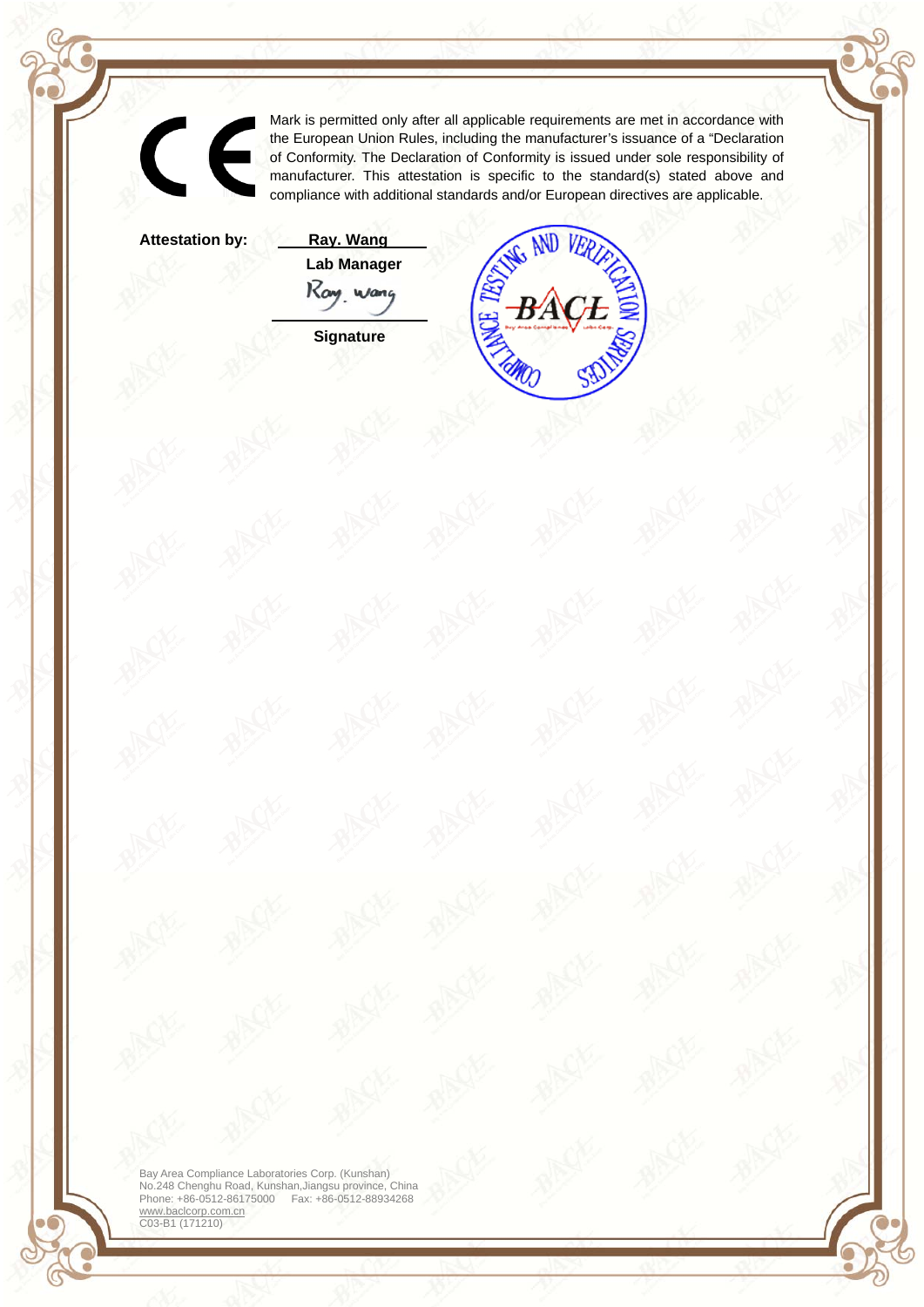CE Mark is permitted only after all applicable requirements are met in accordance with the European Union Rules, including the manufacturer's issuance of a "Declaration of Conformity. The Declaration of Conformity is issued under sole responsibility of manufacturer. This attestation is specific to the standard(s) stated above and compliance with additional standards and/or European directives are applicable.

**Attestation by:** **Ray. Wang**

**Lab Manager**

Ray. wang

**Signature**

COMPLIANCE TESTING AND VERIFICATION SERVICES

BACL

Bay Area Compliance Laboratories Corp. (Kunshan)
No.248 Chenghu Road, Kunshan,Jiangsu province, China
Phone: +86-0512-86175000 Fax: +86-0512-88934268
www.baclcorp.com.cn
C03-B1 (171210)